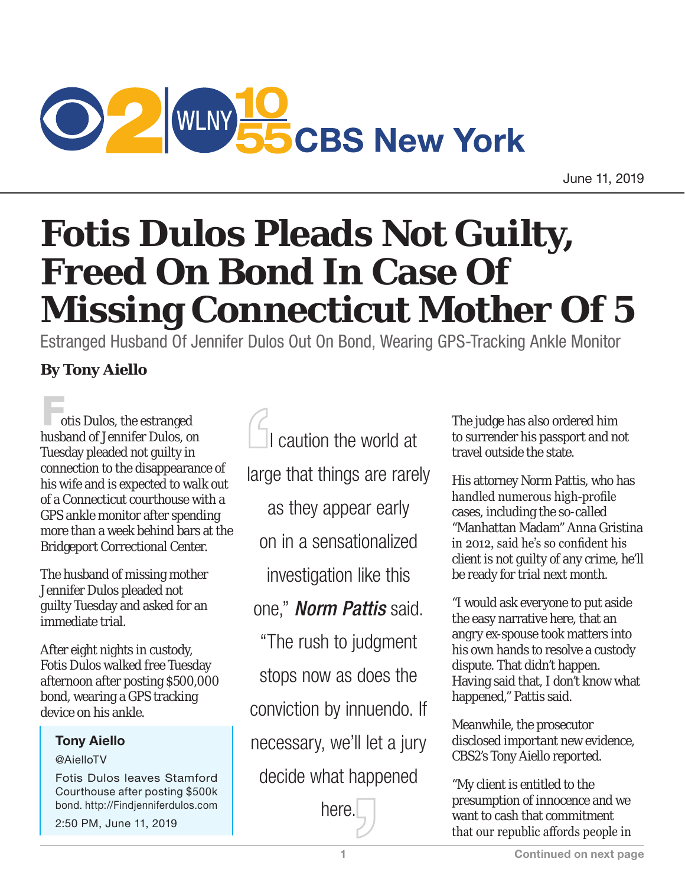CBS New York

June 11, 2019

# Fotis Dulos Pleads Not Guilty, Freed On Bond In Case Of Missing Connecticut Mother Of 5

Estranged Husband Of Jennifer Dulos Out On Bond, Wearing GPS-Tracking Ankle Monitor

**By Tony Aiello**

Fotis Dulos, the estranged husband of Jennifer Dulos, on Tuesday pleaded not guilty in connection to the disappearance of his wife and is expected to walk out of a Connecticut courthouse with a GPS ankle monitor after spending more than a week behind bars at the Bridgeport Correctional Center.

The husband of missing mother Jennifer Dulos pleaded not guilty Tuesday and asked for an immediate trial.

After eight nights in custody, Fotis Dulos walked free Tuesday afternoon after posting $500,000 bond, wearing a GPS tracking device on his ankle.

> **Tony Aiello**
> @AielloTV
> Fotis Dulos leaves Stamford Courthouse after posting $500k bond. http://Findjenniferdulos.com
> 2:50 PM, June 11, 2019

> "I caution the world at large that things are rarely as they appear early on in a sensationalized investigation like this one," ***Norm Pattis*** said. "The rush to judgment stops now as does the conviction by innuendo. If necessary, we'll let a jury decide what happened here."

The judge has also ordered him to surrender his passport and not travel outside the state.

His attorney Norm Pattis, who has handled numerous high-profile cases, including the so-called "Manhattan Madam" Anna Gristina in 2012, said he's so confident his client is not guilty of any crime, he'll be ready for trial next month.

"I would ask everyone to put aside the easy narrative here, that an angry ex-spouse took matters into his own hands to resolve a custody dispute. That didn't happen. Having said that, I don't know what happened," Pattis said.

Meanwhile, the prosecutor disclosed important new evidence, CBS2's Tony Aiello reported.

"My client is entitled to the presumption of innocence and we want to cash that commitment that our republic affords people in

Continued on next page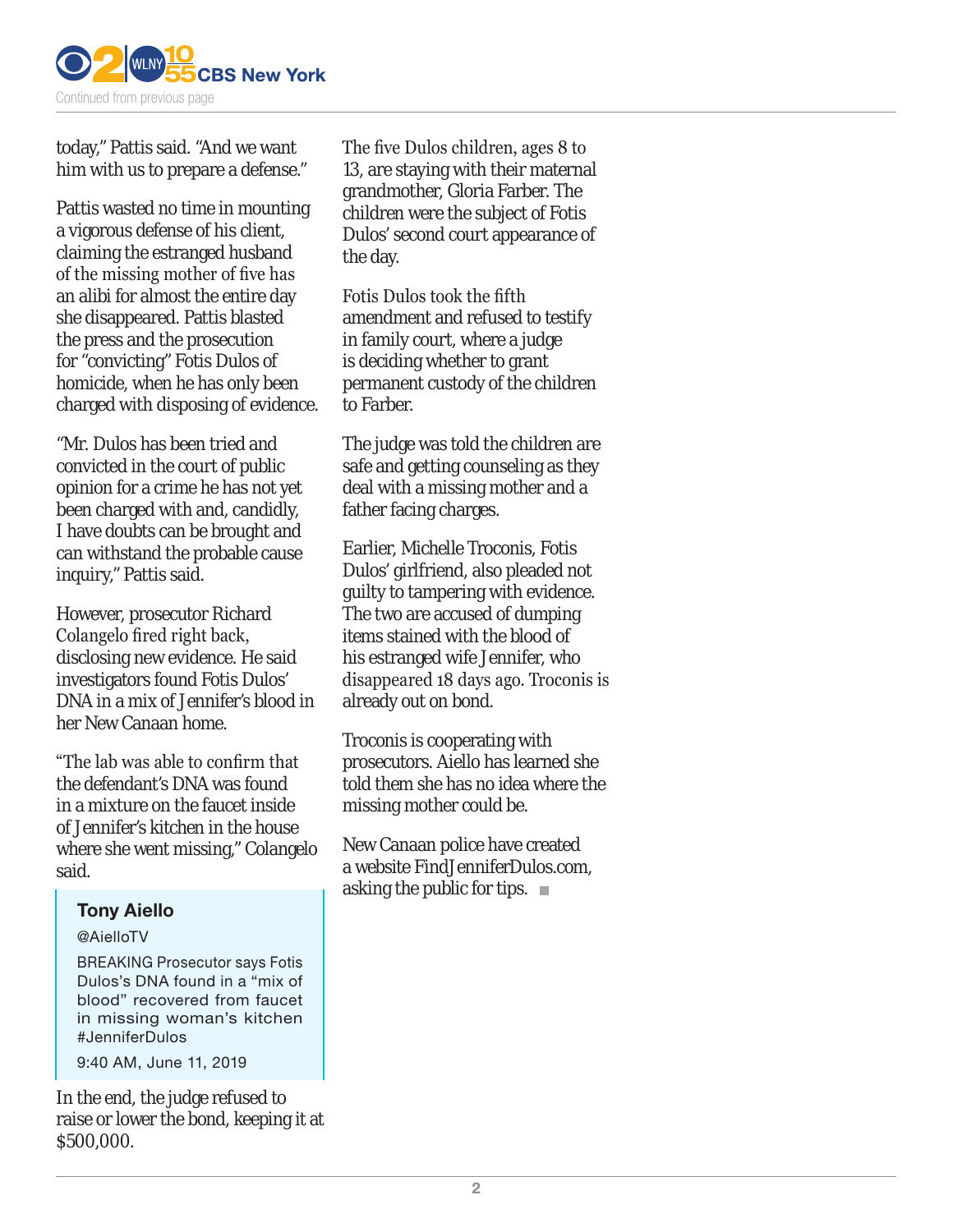today," Pattis said. "And we want him with us to prepare a defense."

Pattis wasted no time in mounting a vigorous defense of his client, claiming the estranged husband of the missing mother of five has an alibi for almost the entire day she disappeared. Pattis blasted the press and the prosecution for "convicting" Fotis Dulos of homicide, when he has only been charged with disposing of evidence.

"Mr. Dulos has been tried and convicted in the court of public opinion for a crime he has not yet been charged with and, candidly, I have doubts can be brought and can withstand the probable cause inquiry," Pattis said.

However, prosecutor Richard Colangelo fired right back, disclosing new evidence. He said investigators found Fotis Dulos' DNA in a mix of Jennifer's blood in her New Canaan home.

"The lab was able to confirm that the defendant's DNA was found in a mixture on the faucet inside of Jennifer's kitchen in the house where she went missing," Colangelo said.

> **Tony Aiello**
>
> @AielloTV
>
> BREAKING Prosecutor says Fotis Dulos's DNA found in a "mix of blood" recovered from faucet in missing woman's kitchen #JenniferDulos
>
> 9:40 AM, June 11, 2019

In the end, the judge refused to raise or lower the bond, keeping it at $500,000.

The five Dulos children, ages 8 to 13, are staying with their maternal grandmother, Gloria Farber. The children were the subject of Fotis Dulos' second court appearance of the day.

Fotis Dulos took the fifth amendment and refused to testify in family court, where a judge is deciding whether to grant permanent custody of the children to Farber.

The judge was told the children are safe and getting counseling as they deal with a missing mother and a father facing charges.

Earlier, Michelle Troconis, Fotis Dulos' girlfriend, also pleaded not guilty to tampering with evidence. The two are accused of dumping items stained with the blood of his estranged wife Jennifer, who disappeared 18 days ago. Troconis is already out on bond.

Troconis is cooperating with prosecutors. Aiello has learned she told them she has no idea where the missing mother could be.

New Canaan police have created a website FindJenniferDulos.com, asking the public for tips.